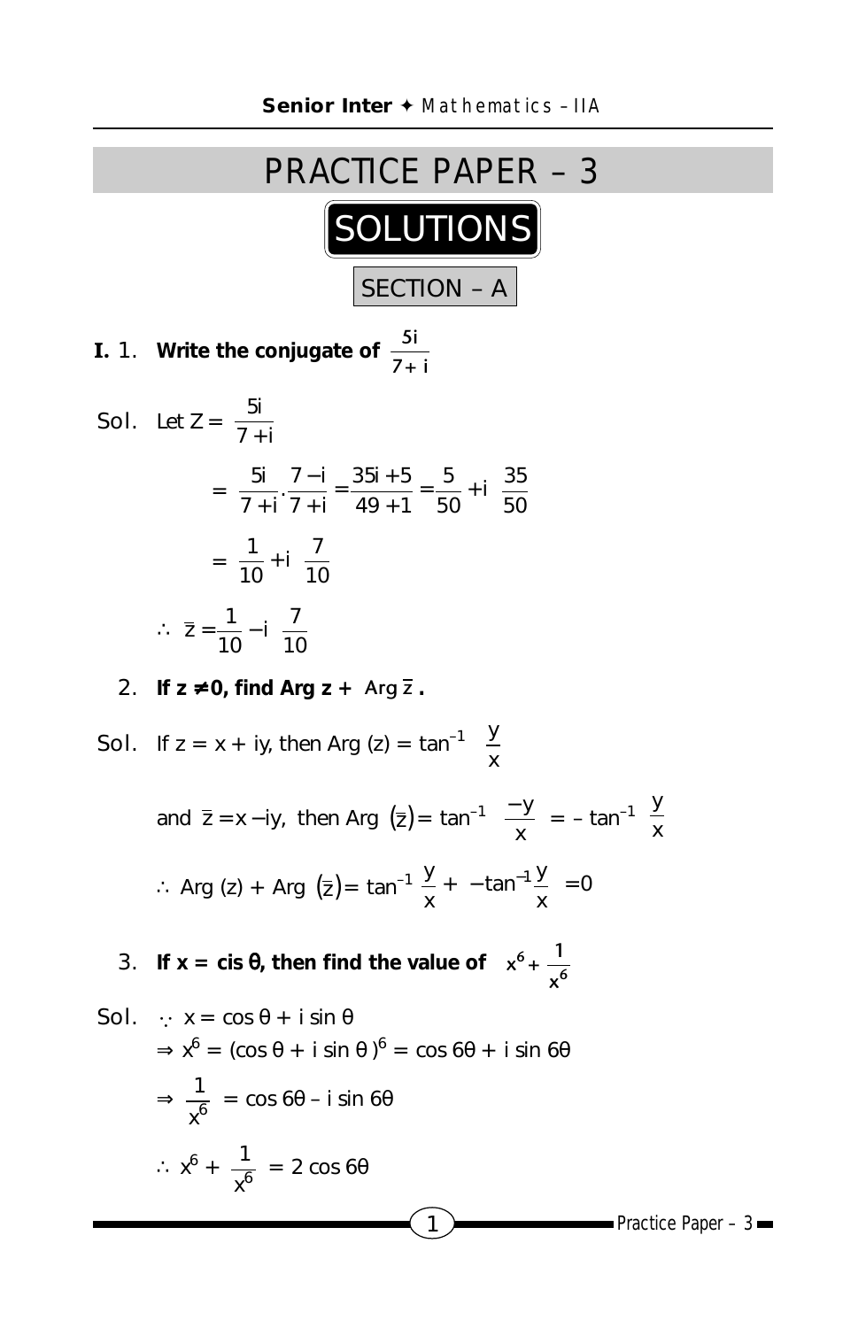# PRACTICE PAPER – 3

## SOLUTIONS

### SECTION – A

**I. 1. Write the conjugate of $\frac{5i}{7+i}$**

Sol. Let $Z = \frac{5i}{7+i}$

$$= \frac{5i}{7+i} \cdot \frac{7-i}{7+i} = \frac{35i+5}{49+1} = \frac{5}{50} + i\frac{35}{50}$$

$$= \frac{1}{10} + i\frac{7}{10}$$

$$\therefore \bar{z} = \frac{1}{10} - i\frac{7}{10}$$

**2. If $z \neq 0$, find Arg z + Arg $\bar{z}$.**

Sol. If $z = x + iy$, then $\text{Arg}(z) = \tan^{-1}\frac{y}{x}$

and $\bar{z} = x - iy$, then $\text{Arg}(\bar{z}) = \tan^{-1}\frac{-y}{x} = -\tan^{-1}\frac{y}{x}$

$$\therefore \text{Arg}(z) + \text{Arg}(\bar{z}) = \tan^{-1}\frac{y}{x} + \left(-\tan^{-1}\frac{y}{x}\right) = 0$$

**3. If $x = \text{cis}\,\theta$, then find the value of $x^6 + \frac{1}{x^6}$**

Sol. $\because x = \cos\theta + i\sin\theta$

$\Rightarrow x^6 = (\cos\theta + i\sin\theta)^6 = \cos 6\theta + i\sin 6\theta$

$\Rightarrow \frac{1}{x^6} = \cos 6\theta - i\sin 6\theta$

$$\therefore x^6 + \frac{1}{x^6} = 2\cos 6\theta$$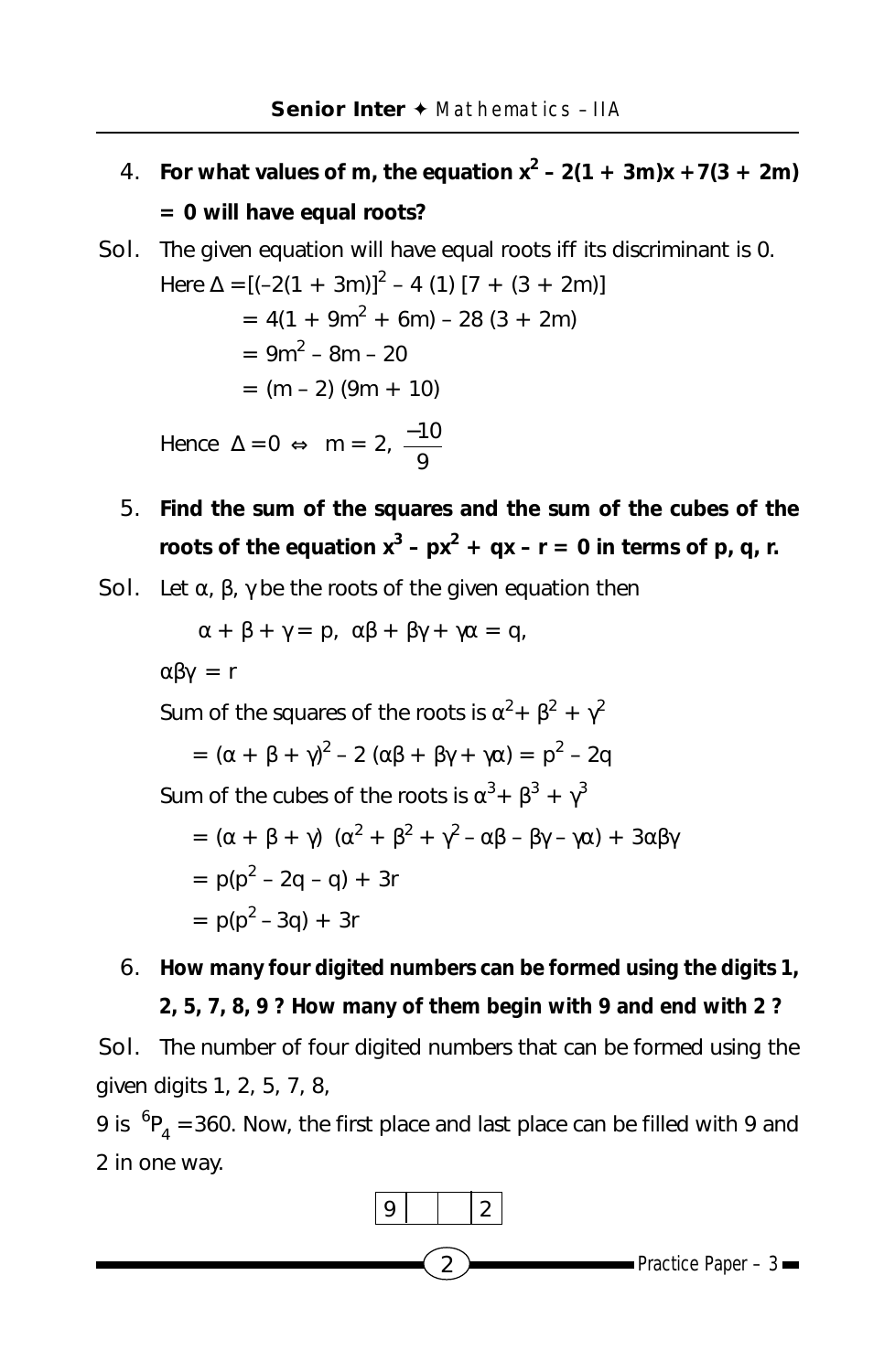4. **For what values of m, the equation $x^2 - 2(1 + 3m)x + 7(3 + 2m) = 0$ will have equal roots?**

Sol. The given equation will have equal roots iff its discriminant is 0.

Here $\Delta = [(-2(1 + 3m)]^2 - 4 (1) [7 + (3 + 2m)]$

$= 4(1 + 9m^2 + 6m) - 28 (3 + 2m)$

$= 9m^2 - 8m - 20$

$= (m - 2) (9m + 10)$

Hence $\Delta = 0 \Leftrightarrow m = 2, \frac{-10}{9}$

5. **Find the sum of the squares and the sum of the cubes of the roots of the equation $x^3 - px^2 + qx - r = 0$ in terms of p, q, r.**

Sol. Let $\alpha, \beta, \gamma$ be the roots of the given equation then

$\alpha + \beta + \gamma = p, \ \alpha\beta + \beta\gamma + \gamma\alpha = q,$

$\alpha\beta\gamma = r$

Sum of the squares of the roots is $\alpha^2 + \beta^2 + \gamma^2$

$= (\alpha + \beta + \gamma)^2 - 2 (\alpha\beta + \beta\gamma + \gamma\alpha) = p^2 - 2q$

Sum of the cubes of the roots is $\alpha^3 + \beta^3 + \gamma^3$

$= (\alpha + \beta + \gamma) (\alpha^2 + \beta^2 + \gamma^2 - \alpha\beta - \beta\gamma - \gamma\alpha) + 3\alpha\beta\gamma$

$= p(p^2 - 2q - q) + 3r$

$= p(p^2 - 3q) + 3r$

6. **How many four digited numbers can be formed using the digits 1, 2, 5, 7, 8, 9 ? How many of them begin with 9 and end with 2 ?**

Sol. The number of four digited numbers that can be formed using the given digits 1, 2, 5, 7, 8,

9 is ${}^6P_4 = 360$. Now, the first place and last place can be filled with 9 and 2 in one way.

| 9 | | | 2 |
|---|---|---|---|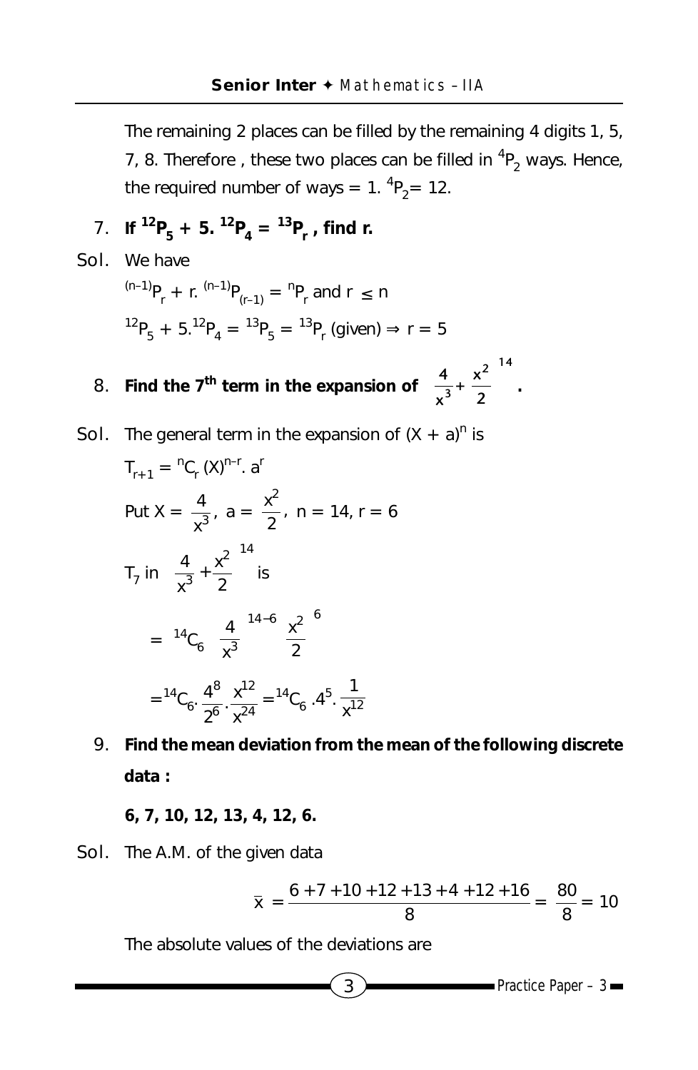The remaining 2 places can be filled by the remaining 4 digits 1, 5, 7, 8. Therefore , these two places can be filled in ${}^4P_2$ ways. Hence, the required number of ways = 1. ${}^4P_2$= 12.

7. **If ${}^{12}P_5$ + 5. ${}^{12}P_4$ = ${}^{13}P_r$ , find r.**

Sol. We have

$${}^{(n-1)}P_r + r.\, {}^{(n-1)}P_{(r-1)} = {}^nP_r \text{ and } r \le n$$

$${}^{12}P_5 + 5.{}^{12}P_4 = {}^{13}P_5 = {}^{13}P_r \text{ (given)} \Rightarrow r = 5$$

8. **Find the 7th term in the expansion of $\left(\frac{4}{x^3} + \frac{x^2}{2}\right)^{14}$.**

Sol. The general term in the expansion of $(X + a)^n$ is

$$T_{r+1} = {}^nC_r\,(X)^{n-r}.\, a^r$$

Put $X = \frac{4}{x^3}$, $a = \frac{x^2}{2}$, $n = 14$, $r = 6$

$T_7$ in $\left(\frac{4}{x^3} + \frac{x^2}{2}\right)^{14}$ is

$$= {}^{14}C_6 \left(\frac{4}{x^3}\right)^{14-6} \left(\frac{x^2}{2}\right)^6$$

$$= {}^{14}C_6 . \frac{4^8}{2^6} . \frac{x^{12}}{x^{24}} = {}^{14}C_6 . 4^5 . \frac{1}{x^{12}}$$

9. **Find the mean deviation from the mean of the following discrete data :**

**6, 7, 10, 12, 13, 4, 12, 6.**

Sol. The A.M. of the given data

$$\bar{x} = \frac{6 + 7 + 10 + 12 + 13 + 4 + 12 + 16}{8} = \frac{80}{8} = 10$$

The absolute values of the deviations are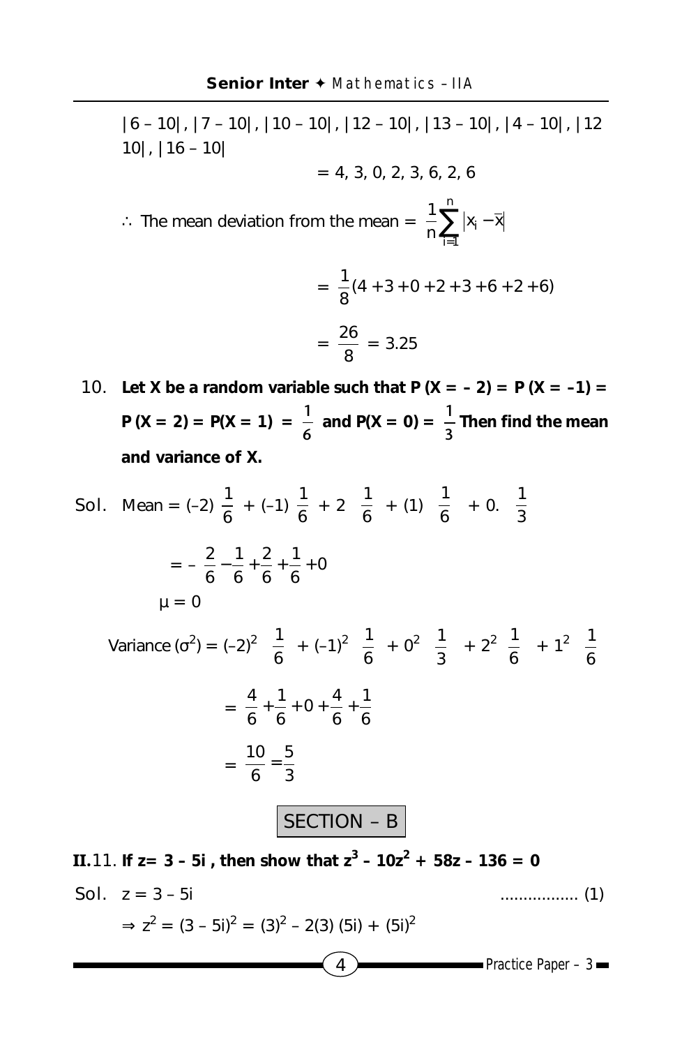| 6 – 10| , | 7 – 10| , | 10 – 10| , | 12 – 10| , | 13 – 10| , | 4 – 10| , | 12 10| , | 16 – 10|

$$= 4, 3, 0, 2, 3, 6, 2, 6$$

$\therefore$ The mean deviation from the mean = $\frac{1}{n}\sum_{i=1}^{n}|x_i - \bar{x}|$

$$= \frac{1}{8}(4+3+0+2+3+6+2+6)$$

$$= \frac{26}{8} = 3.25$$

10. **Let X be a random variable such that P (X = – 2) = P (X = –1) = P (X = 2) = P(X = 1) = $\frac{1}{6}$ and P(X = 0) = $\frac{1}{3}$ Then find the mean and variance of X.**

Sol. Mean = $(-2)\ \frac{1}{6} + (-1)\ \frac{1}{6} + 2\ \ \frac{1}{6} + (1)\ \ \frac{1}{6}\ + 0.\ \ \frac{1}{3}$

$$= -\frac{2}{6} - \frac{1}{6} + \frac{2}{6} + \frac{1}{6} + 0$$

$$\mu = 0$$

Variance $(\sigma^2) = (-2)^2\ \ \frac{1}{6}\ + (-1)^2\ \ \frac{1}{6}\ + 0^2\ \ \frac{1}{3}\ \ + 2^2\ \frac{1}{6}\ \ + 1^2\ \ \frac{1}{6}$

$$= \frac{4}{6} + \frac{1}{6} + 0 + \frac{4}{6} + \frac{1}{6}$$

$$= \frac{10}{6} = \frac{5}{3}$$

## SECTION – B

**II.** 11. **If z= 3 – 5i , then show that $z^3 - 10z^2 + 58z - 136 = 0$**

Sol. $z = 3 - 5i$ ................. (1)

$\Rightarrow z^2 = (3 - 5i)^2 = (3)^2 - 2(3)(5i) + (5i)^2$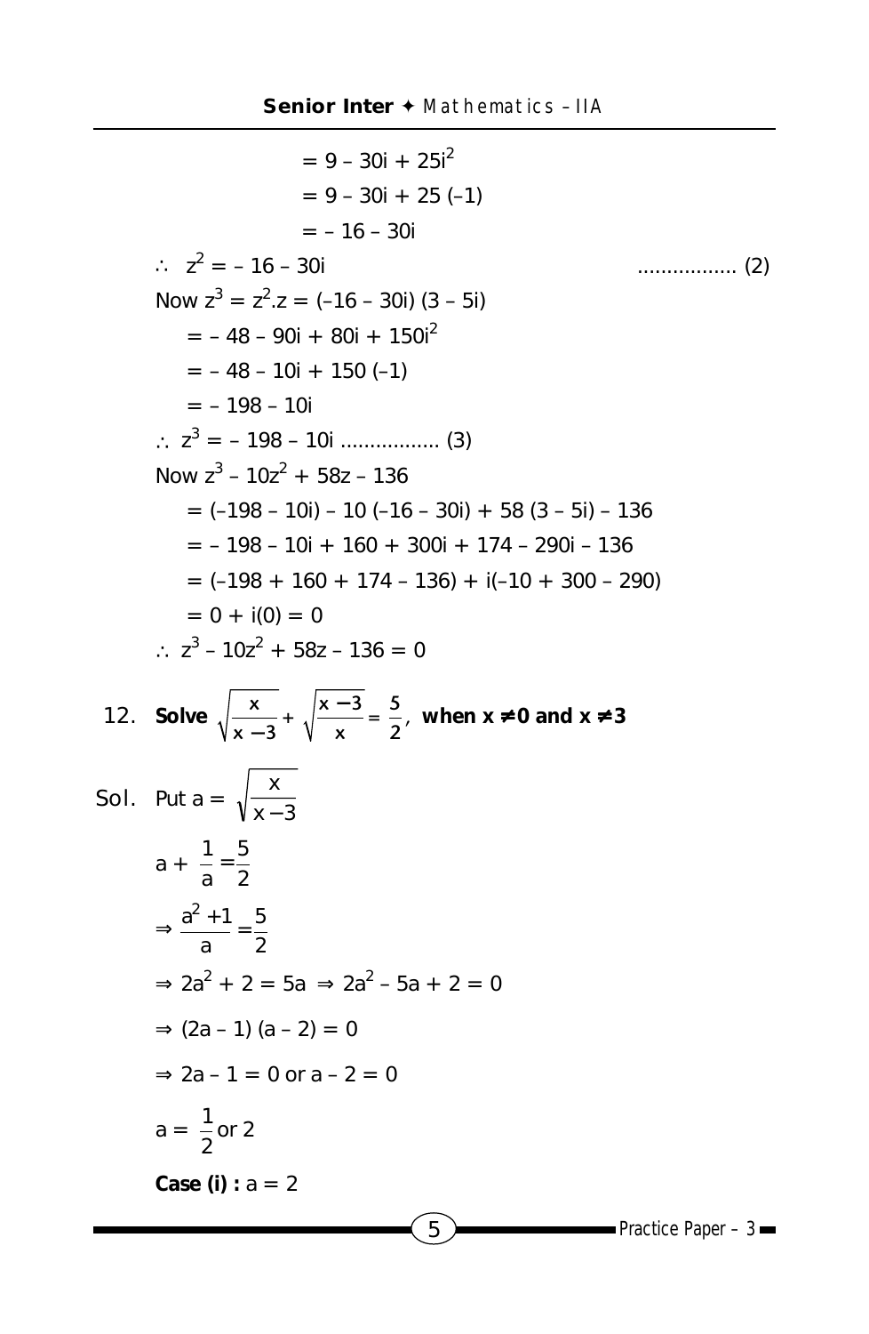$$= 9 - 30i + 25i^2$$

$$= 9 - 30i + 25(-1)$$

$$= -16 - 30i$$

$\therefore\ z^2 = -16 - 30i$ ................. (2)

Now $z^3 = z^2.z = (-16 - 30i)(3 - 5i)$

$$= -48 - 90i + 80i + 150i^2$$

$$= -48 - 10i + 150(-1)$$

$$= -198 - 10i$$

$\therefore\ z^3 = -198 - 10i$ ................. (3)

Now $z^3 - 10z^2 + 58z - 136$

$$= (-198 - 10i) - 10(-16 - 30i) + 58(3 - 5i) - 136$$

$$= -198 - 10i + 160 + 300i + 174 - 290i - 136$$

$$= (-198 + 160 + 174 - 136) + i(-10 + 300 - 290)$$

$$= 0 + i(0) = 0$$

$\therefore\ z^3 - 10z^2 + 58z - 136 = 0$

**12. Solve $\sqrt{\frac{x}{x-3}} + \sqrt{\frac{x-3}{x}} = \frac{5}{2}$, when $x \neq 0$ and $x \neq 3$**

**Sol.** Put $a = \sqrt{\frac{x}{x-3}}$

$$a + \frac{1}{a} = \frac{5}{2}$$

$$\Rightarrow \frac{a^2+1}{a} = \frac{5}{2}$$

$$\Rightarrow 2a^2 + 2 = 5a \Rightarrow 2a^2 - 5a + 2 = 0$$

$$\Rightarrow (2a - 1)(a - 2) = 0$$

$$\Rightarrow 2a - 1 = 0 \text{ or } a - 2 = 0$$

$$a = \frac{1}{2} \text{ or } 2$$

**Case (i) :** $a = 2$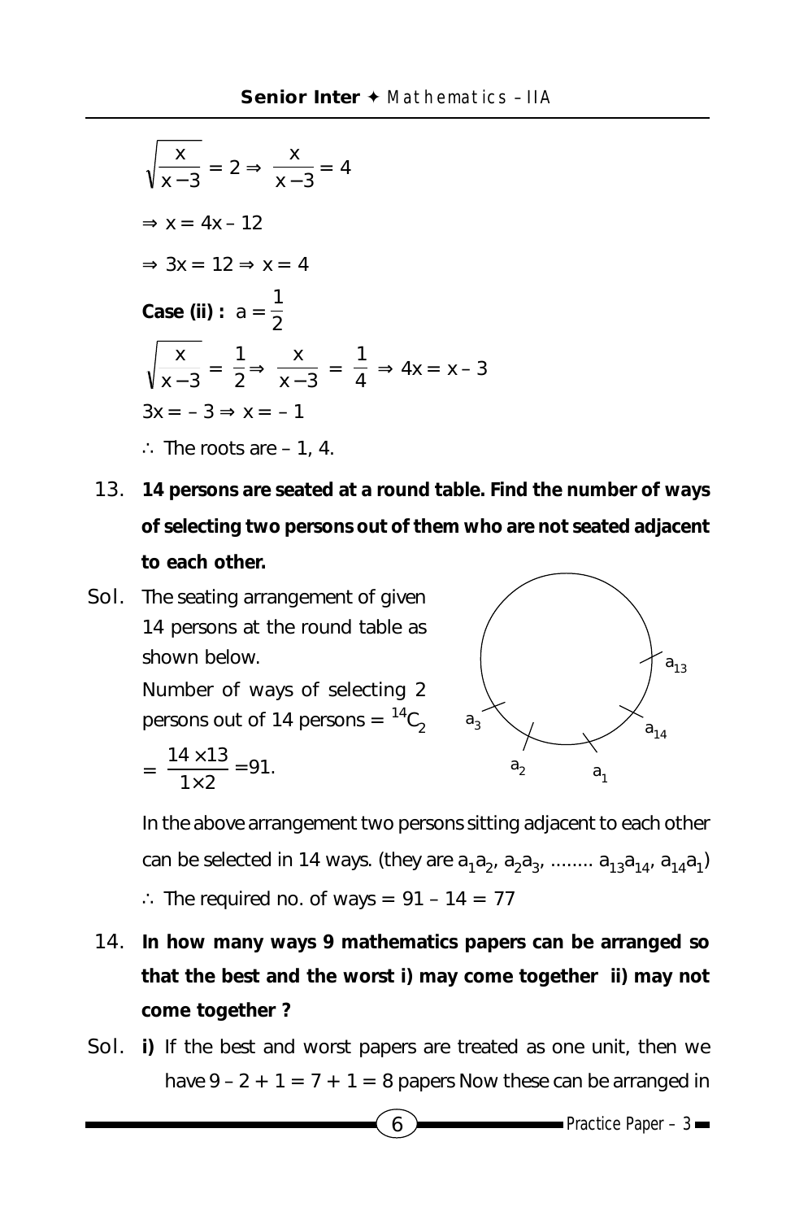$$\sqrt{\frac{x}{x-3}} = 2 \Rightarrow \frac{x}{x-3} = 4$$

$\Rightarrow x = 4x - 12$

$\Rightarrow 3x = 12 \Rightarrow x = 4$

**Case (ii) :** $a = \dfrac{1}{2}$

$$\sqrt{\frac{x}{x-3}} = \frac{1}{2} \Rightarrow \frac{x}{x-3} = \frac{1}{4} \Rightarrow 4x = x - 3$$

$3x = -3 \Rightarrow x = -1$

$\therefore$ The roots are $-1, 4$.

13. **14 persons are seated at a round table. Find the number of ways of selecting two persons out of them who are not seated adjacent to each other.**

Sol. The seating arrangement of given 14 persons at the round table as shown below.

Number of ways of selecting 2 persons out of 14 persons $= {}^{14}C_2$

$$= \frac{14 \times 13}{1 \times 2} = 91.$$

In the above arrangement two persons sitting adjacent to each other can be selected in 14 ways. (they are $a_1a_2$, $a_2a_3$, ........ $a_{13}a_{14}$, $a_{14}a_1$)

$\therefore$ The required no. of ways $= 91 - 14 = 77$

14. **In how many ways 9 mathematics papers can be arranged so that the best and the worst i) may come together ii) may not come together ?**

Sol. **i)** If the best and worst papers are treated as one unit, then we have $9 - 2 + 1 = 7 + 1 = 8$ papers Now these can be arranged in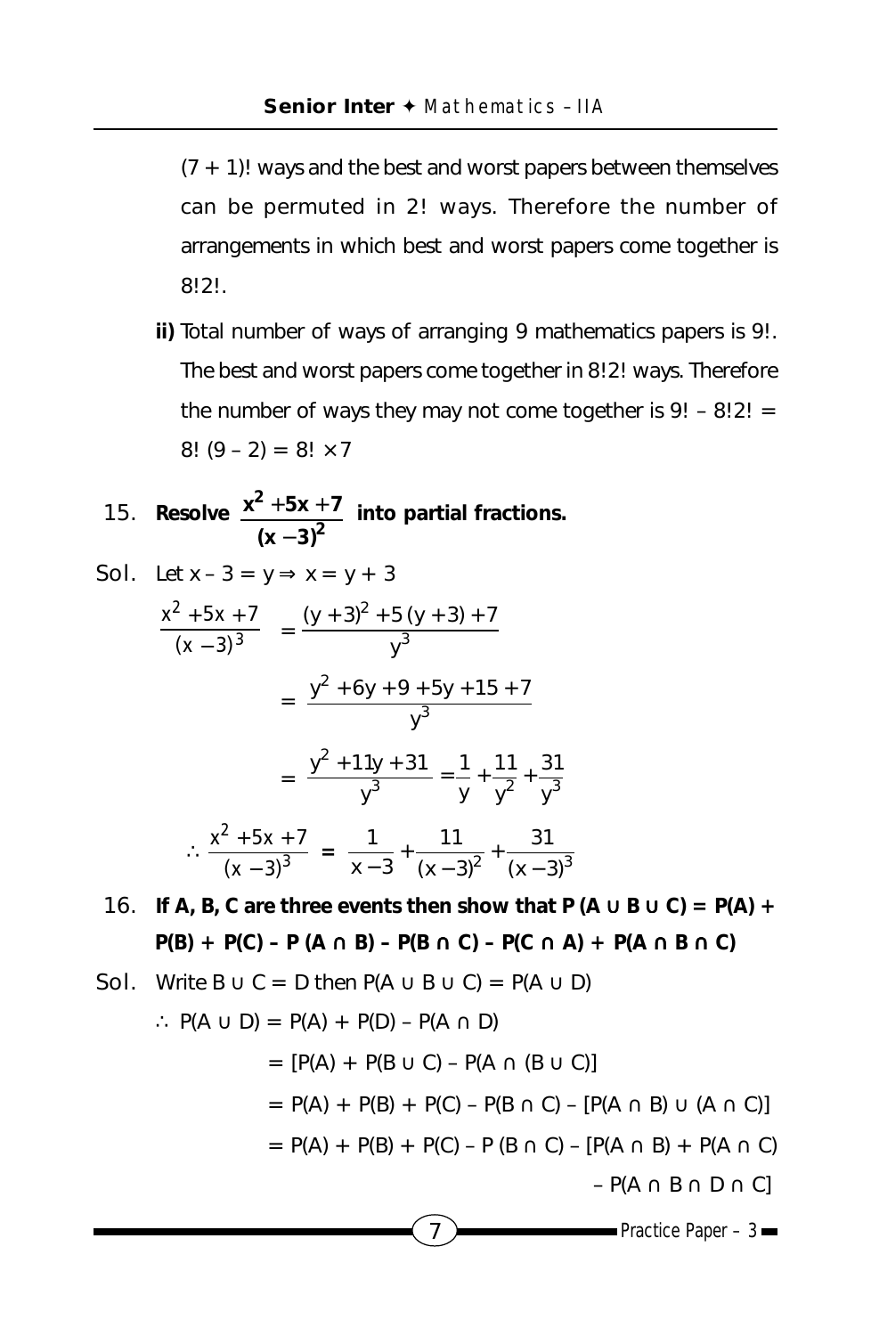$(7 + 1)!$ ways and the best and worst papers between themselves can be permuted in $2!$ ways. Therefore the number of arrangements in which best and worst papers come together is $8!2!$.

**ii)** Total number of ways of arranging 9 mathematics papers is $9!$. The best and worst papers come together in $8!2!$ ways. Therefore the number of ways they may not come together is $9! – 8!2! = 8!\,(9 – 2) = 8! \times 7$

15. **Resolve $\dfrac{x^2 + 5x + 7}{(x - 3)^2}$ into partial fractions.**

Sol. Let $x – 3 = y \Rightarrow x = y + 3$

$$\frac{x^2 + 5x + 7}{(x-3)^3} = \frac{(y+3)^2 + 5(y+3) + 7}{y^3}$$

$$= \frac{y^2 + 6y + 9 + 5y + 15 + 7}{y^3}$$

$$= \frac{y^2 + 11y + 31}{y^3} = \frac{1}{y} + \frac{11}{y^2} + \frac{31}{y^3}$$

$$\therefore \frac{x^2 + 5x + 7}{(x-3)^3} = \frac{1}{x-3} + \frac{11}{(x-3)^2} + \frac{31}{(x-3)^3}$$

16. **If A, B, C are three events then show that $P(A \cup B \cup C) = P(A) + P(B) + P(C) – P(A \cap B) – P(B \cap C) – P(C \cap A) + P(A \cap B \cap C)$**

Sol. Write $B \cup C = D$ then $P(A \cup B \cup C) = P(A \cup D)$

$\therefore P(A \cup D) = P(A) + P(D) – P(A \cap D)$

$= [P(A) + P(B \cup C) – P(A \cap (B \cup C)]$

$= P(A) + P(B) + P(C) – P(B \cap C) – [P(A \cap B) \cup (A \cap C)]$

$= P(A) + P(B) + P(C) – P(B \cap C) – [P(A \cap B) + P(A \cap C)$

$– P(A \cap B \cap D \cap C]$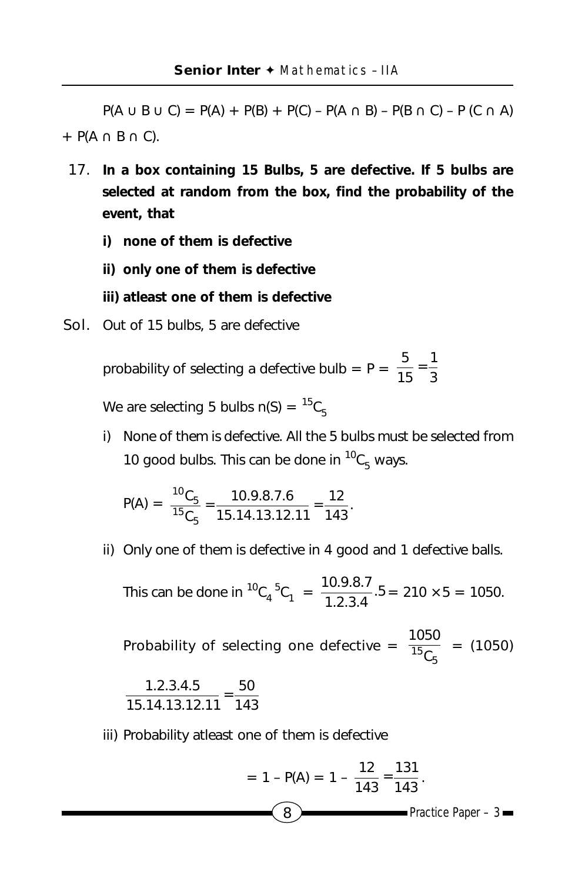$P(A \cup B \cup C) = P(A) + P(B) + P(C) - P(A \cap B) - P(B \cap C) - P(C \cap A) + P(A \cap B \cap C)$.

17. **In a box containing 15 Bulbs, 5 are defective. If 5 bulbs are selected at random from the box, find the probability of the event, that**

    **i) none of them is defective**

    **ii) only one of them is defective**

    **iii) atleast one of them is defective**

Sol. Out of 15 bulbs, 5 are defective

probability of selecting a defective bulb = $P = \frac{5}{15} = \frac{1}{3}$

We are selecting 5 bulbs $n(S) = {}^{15}C_5$

i) None of them is defective. All the 5 bulbs must be selected from 10 good bulbs. This can be done in ${}^{10}C_5$ ways.

$$P(A) = \frac{{}^{10}C_5}{{}^{15}C_5} = \frac{10.9.8.7.6}{15.14.13.12.11} = \frac{12}{143}.$$

ii) Only one of them is defective in 4 good and 1 defective balls.

This can be done in ${}^{10}C_4\,{}^{5}C_1 = \frac{10.9.8.7}{1.2.3.4}.5 = 210 \times 5 = 1050.$

Probability of selecting one defective = $\frac{1050}{{}^{15}C_5}$ = (1050)

$$\frac{1.2.3.4.5}{15.14.13.12.11} = \frac{50}{143}$$

iii) Probability atleast one of them is defective

$$= 1 - P(A) = 1 - \frac{12}{143} = \frac{131}{143}.$$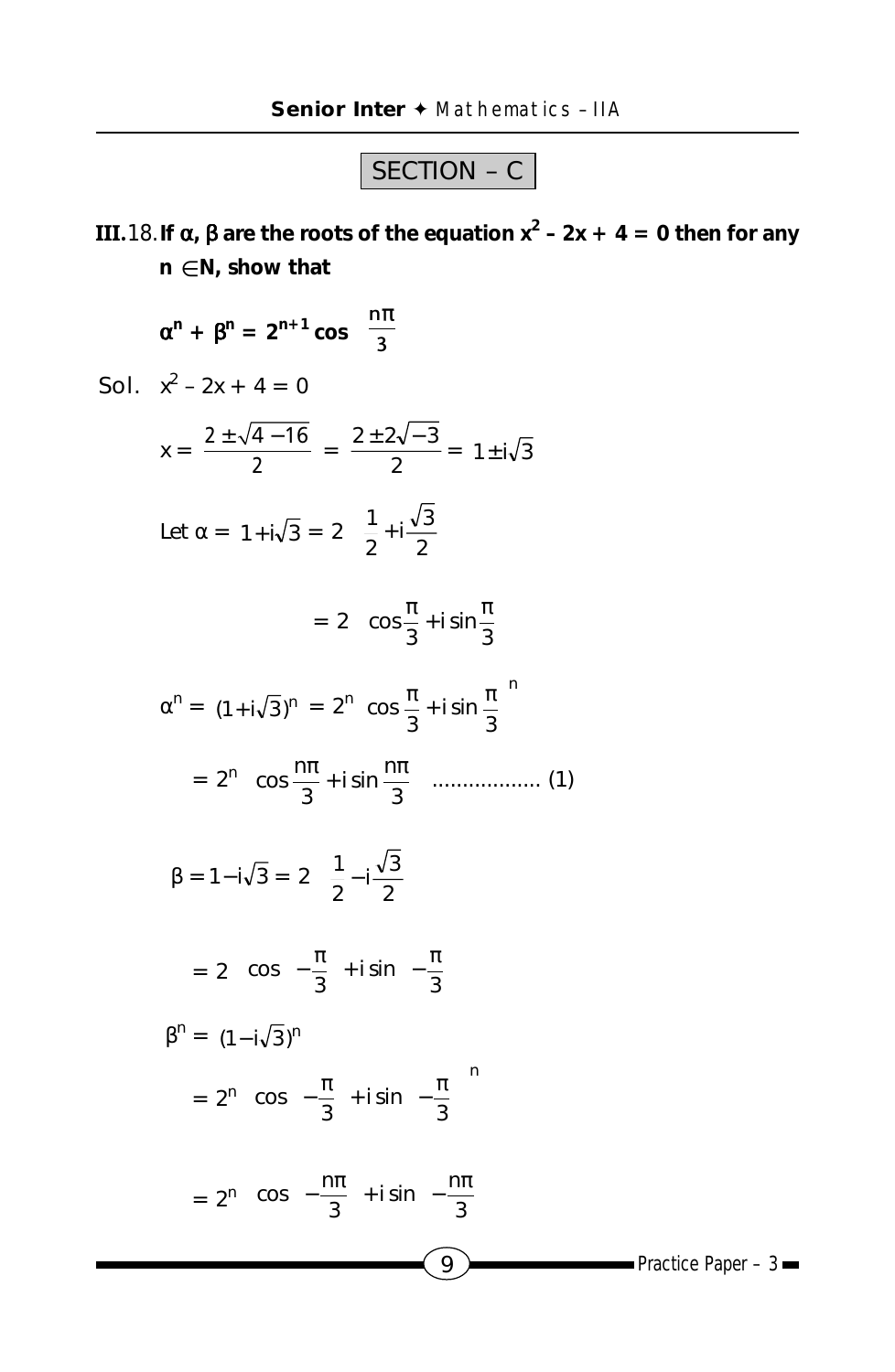## SECTION – C

**III.18. If $\alpha$, $\beta$ are the roots of the equation $x^2 - 2x + 4 = 0$ then for any $n \in N$, show that**

$$\alpha^n + \beta^n = 2^{n+1}\cos\frac{n\pi}{3}$$

Sol. $x^2 - 2x + 4 = 0$

$$x = \frac{2 \pm \sqrt{4-16}}{2} = \frac{2 \pm 2\sqrt{-3}}{2} = 1 \pm i\sqrt{3}$$

Let $\alpha = 1 + i\sqrt{3} = 2\left(\frac{1}{2} + i\frac{\sqrt{3}}{2}\right)$

$$= 2\left(\cos\frac{\pi}{3} + i\sin\frac{\pi}{3}\right)$$

$$\alpha^n = (1+i\sqrt{3})^n = 2^n\left(\cos\frac{\pi}{3} + i\sin\frac{\pi}{3}\right)^n$$

$$= 2^n\left(\cos\frac{n\pi}{3} + i\sin\frac{n\pi}{3}\right) \quad \text{.................. (1)}$$

$$\beta = 1 - i\sqrt{3} = 2\left(\frac{1}{2} - i\frac{\sqrt{3}}{2}\right)$$

$$= 2\left(\cos\left(-\frac{\pi}{3}\right) + i\sin\left(-\frac{\pi}{3}\right)\right)$$

$$\beta^n = (1 - i\sqrt{3})^n$$

$$= 2^n\left(\cos\left(-\frac{\pi}{3}\right) + i\sin\left(-\frac{\pi}{3}\right)\right)^n$$

$$= 2^n\left(\cos\left(-\frac{n\pi}{3}\right) + i\sin\left(-\frac{n\pi}{3}\right)\right)$$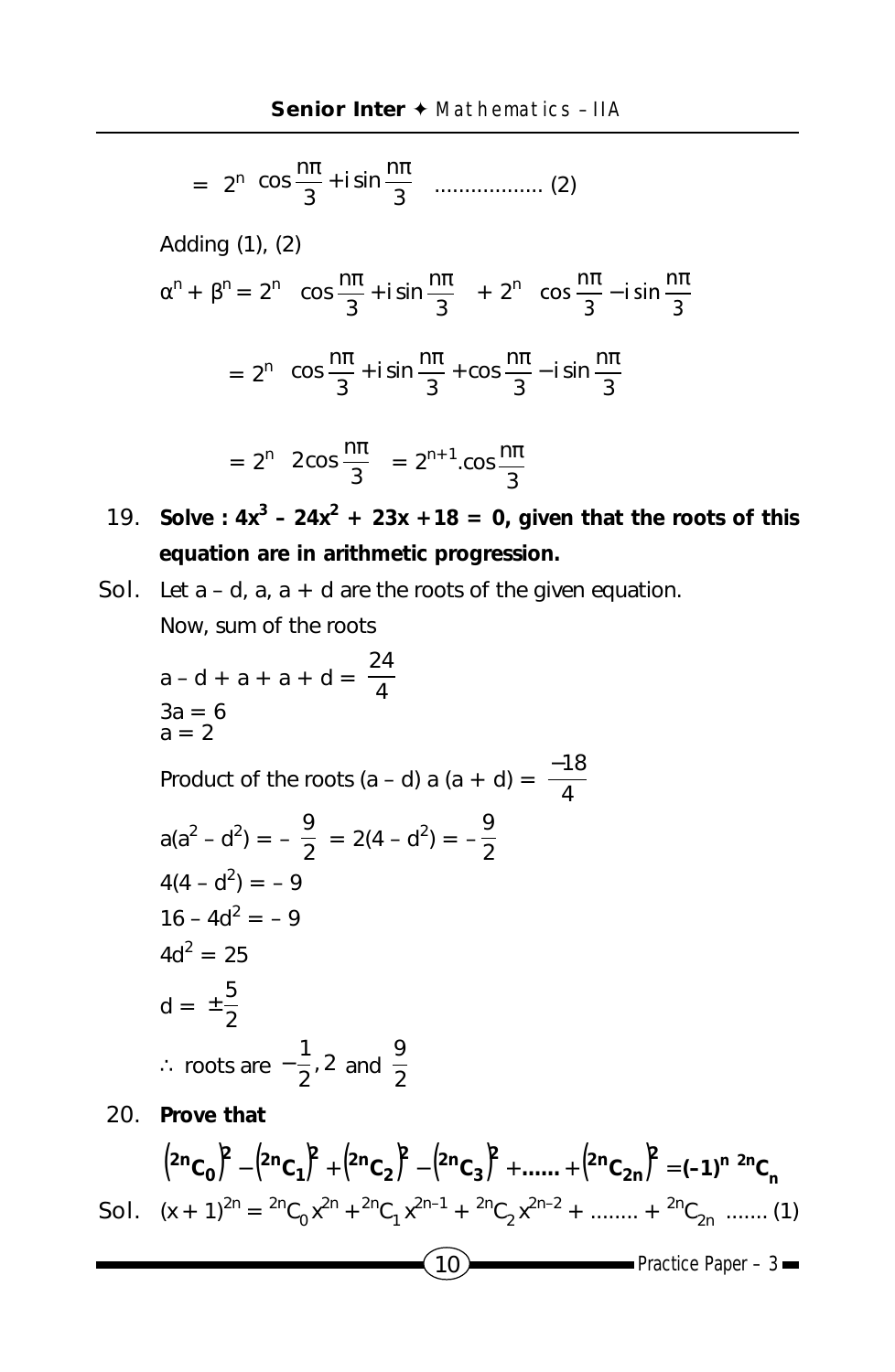$$= 2^n \left(\cos\frac{n\pi}{3} + i\sin\frac{n\pi}{3}\right) \quad \text{.................. (2)}$$

Adding (1), (2)

$$\alpha^n + \beta^n = 2^n \left(\cos\frac{n\pi}{3} + i\sin\frac{n\pi}{3}\right) + 2^n \left(\cos\frac{n\pi}{3} - i\sin\frac{n\pi}{3}\right)$$

$$= 2^n \left(\cos\frac{n\pi}{3} + i\sin\frac{n\pi}{3} + \cos\frac{n\pi}{3} - i\sin\frac{n\pi}{3}\right)$$

$$= 2^n \left(2\cos\frac{n\pi}{3}\right) = 2^{n+1}.\cos\frac{n\pi}{3}$$

19. **Solve : $4x^3 - 24x^2 + 23x + 18 = 0$, given that the roots of this equation are in arithmetic progression.**

Sol. Let $a - d$, $a$, $a + d$ are the roots of the given equation.

Now, sum of the roots

$$a - d + a + a + d = \frac{24}{4}$$

$$3a = 6$$

$$a = 2$$

Product of the roots $(a - d)\, a\, (a + d) = \dfrac{-18}{4}$

$$a(a^2 - d^2) = -\frac{9}{2} = 2(4 - d^2) = -\frac{9}{2}$$

$$4(4 - d^2) = -9$$

$$16 - 4d^2 = -9$$

$$4d^2 = 25$$

$$d = \pm\frac{5}{2}$$

$\therefore$ roots are $-\dfrac{1}{2}, 2$ and $\dfrac{9}{2}$

20. **Prove that**

$$\left({}^{2n}C_0\right)^2 - \left({}^{2n}C_1\right)^2 + \left({}^{2n}C_2\right)^2 - \left({}^{2n}C_3\right)^2 + \ldots\ldots + \left({}^{2n}C_{2n}\right)^2 = (-1)^n\, {}^{2n}C_n$$

Sol. $(x + 1)^{2n} = {}^{2n}C_0 x^{2n} + {}^{2n}C_1 x^{2n-1} + {}^{2n}C_2 x^{2n-2} + \ldots\ldots\ldots + {}^{2n}C_{2n}$ ....... (1)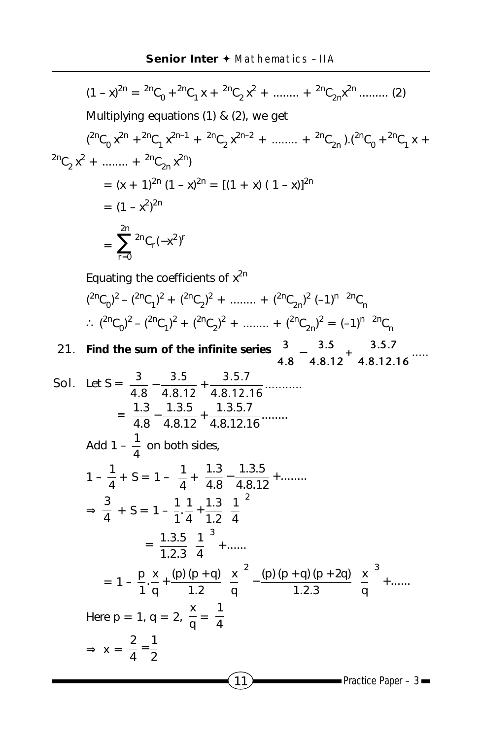$(1 - x)^{2n} = {}^{2n}C_0 + {}^{2n}C_1 x + {}^{2n}C_2 x^2 + \ldots\ldots + {}^{2n}C_{2n}x^{2n} \ldots\ldots\ldots (2)$

Multiplying equations (1) & (2), we get

$({}^{2n}C_0 x^{2n} + {}^{2n}C_1 x^{2n-1} + {}^{2n}C_2 x^{2n-2} + \ldots\ldots + {}^{2n}C_{2n}).({}^{2n}C_0 + {}^{2n}C_1 x + {}^{2n}C_2 x^2 + \ldots\ldots + {}^{2n}C_{2n} x^{2n})$

$= (x + 1)^{2n} (1 - x)^{2n} = [(1 + x)(1 - x)]^{2n}$

$= (1 - x^2)^{2n}$

$$= \sum_{r=0}^{2n} {}^{2n}C_r (-x^2)^r$$

Equating the coefficients of $x^{2n}$

$({}^{2n}C_0)^2 - ({}^{2n}C_1)^2 + ({}^{2n}C_2)^2 + \ldots\ldots + ({}^{2n}C_{2n})^2 (-1)^n \; {}^{2n}C_n$

$\therefore ({}^{2n}C_0)^2 - ({}^{2n}C_1)^2 + ({}^{2n}C_2)^2 + \ldots\ldots + ({}^{2n}C_{2n})^2 = (-1)^n \; {}^{2n}C_n$

21. **Find the sum of the infinite series** $\dfrac{3}{4.8} - \dfrac{3.5}{4.8.12} + \dfrac{3.5.7}{4.8.12.16} \ldots\ldots$

Sol. Let $S = \dfrac{3}{4.8} - \dfrac{3.5}{4.8.12} + \dfrac{3.5.7}{4.8.12.16} \ldots\ldots\ldots\ldots$

$= \dfrac{1.3}{4.8} - \dfrac{1.3.5}{4.8.12} + \dfrac{1.3.5.7}{4.8.12.16} \ldots\ldots\ldots$

Add $1 - \dfrac{1}{4}$ on both sides,

$1 - \dfrac{1}{4} + S = 1 - \dfrac{1}{4} + \dfrac{1.3}{4.8} - \dfrac{1.3.5}{4.8.12} + \ldots\ldots\ldots$

$\Rightarrow \dfrac{3}{4} + S = 1 - \dfrac{1}{1}.\dfrac{1}{4} + \dfrac{1.3}{1.2}\left(\dfrac{1}{4}\right)^2$

$= \dfrac{1.3.5}{1.2.3}\left(\dfrac{1}{4}\right)^3 + \ldots\ldots$

$= 1 - \dfrac{p}{1}.\dfrac{x}{q} + \dfrac{(p)(p+q)}{1.2}\left(\dfrac{x}{q}\right)^2 - \dfrac{(p)(p+q)(p+2q)}{1.2.3}\left(\dfrac{x}{q}\right)^3 + \ldots\ldots$

Here $p = 1$, $q = 2$, $\dfrac{x}{q} = \dfrac{1}{4}$

$\Rightarrow x = \dfrac{2}{4} = \dfrac{1}{2}$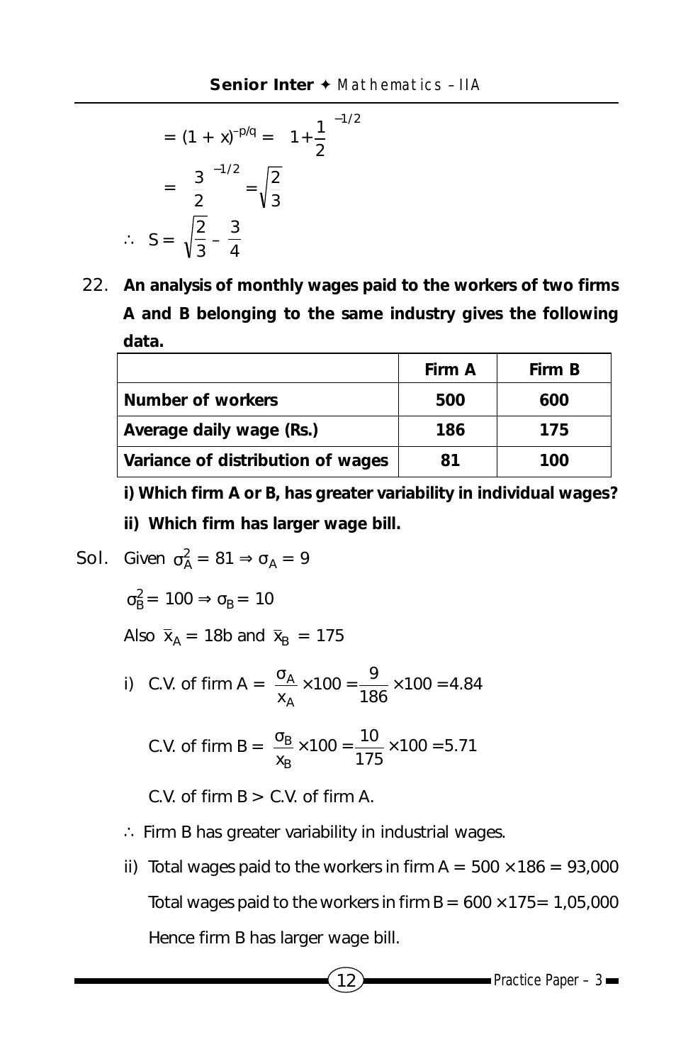$$= (1 + x)^{-p/q} = \left(1+\frac{1}{2}\right)^{-1/2}$$

$$= \left(\frac{3}{2}\right)^{-1/2} = \sqrt{\frac{2}{3}}$$

$$\therefore \; S = \sqrt{\frac{2}{3}} - \frac{3}{4}$$

22. **An analysis of monthly wages paid to the workers of two firms A and B belonging to the same industry gives the following data.**

| | Firm A | Firm B |
|---|---|---|
| **Number of workers** | 500 | 600 |
| **Average daily wage (Rs.)** | 186 | 175 |
| **Variance of distribution of wages** | 81 | 100 |

**i) Which firm A or B, has greater variability in individual wages?**

**ii) Which firm has larger wage bill.**

Sol. Given $\sigma_A^2 = 81 \Rightarrow \sigma_A = 9$

$\sigma_B^2 = 100 \Rightarrow \sigma_B = 10$

Also $\bar{x}_A = 18b$ and $\bar{x}_B = 175$

i) C.V. of firm A $= \dfrac{\sigma_A}{x_A} \times 100 = \dfrac{9}{186} \times 100 = 4.84$

C.V. of firm B $= \dfrac{\sigma_B}{x_B} \times 100 = \dfrac{10}{175} \times 100 = 5.71$

C.V. of firm B > C.V. of firm A.

$\therefore$ Firm B has greater variability in industrial wages.

ii) Total wages paid to the workers in firm A $= 500 \times 186 = 93{,}000$

Total wages paid to the workers in firm B $= 600 \times 175 = 1{,}05{,}000$

Hence firm B has larger wage bill.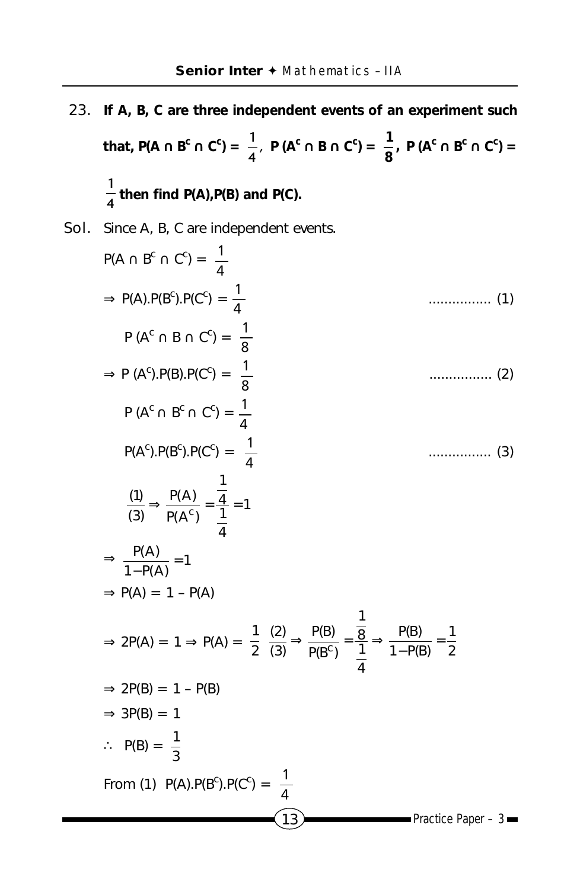23. **If A, B, C are three independent events of an experiment such that, $P(A \cap B^c \cap C^c) = \frac{1}{4}$, $P(A^c \cap B \cap C^c) = \frac{1}{8}$, $P(A^c \cap B^c \cap C^c) = \frac{1}{4}$ then find P(A),P(B) and P(C).**

Sol. Since A, B, C are independent events.

$P(A \cap B^c \cap C^c) = \frac{1}{4}$

$\Rightarrow P(A).P(B^c).P(C^c) = \frac{1}{4}$ ................ (1)

$P(A^c \cap B \cap C^c) = \frac{1}{8}$

$\Rightarrow P(A^c).P(B).P(C^c) = \frac{1}{8}$ ................ (2)

$P(A^c \cap B^c \cap C^c) = \frac{1}{4}$

$P(A^c).P(B^c).P(C^c) = \frac{1}{4}$ ................ (3)

$\frac{(1)}{(3)} \Rightarrow \frac{P(A)}{P(A^c)} = \frac{\frac{1}{4}}{\frac{1}{4}} = 1$

$\Rightarrow \frac{P(A)}{1-P(A)} = 1$

$\Rightarrow P(A) = 1 - P(A)$

$\Rightarrow 2P(A) = 1 \Rightarrow P(A) = \frac{1}{2}$ $\frac{(2)}{(3)} \Rightarrow \frac{P(B)}{P(B^c)} = \frac{\frac{1}{8}}{\frac{1}{4}} \Rightarrow \frac{P(B)}{1-P(B)} = \frac{1}{2}$

$\Rightarrow 2P(B) = 1 - P(B)$

$\Rightarrow 3P(B) = 1$

$\therefore P(B) = \frac{1}{3}$

From (1) $P(A).P(B^c).P(C^c) = \frac{1}{4}$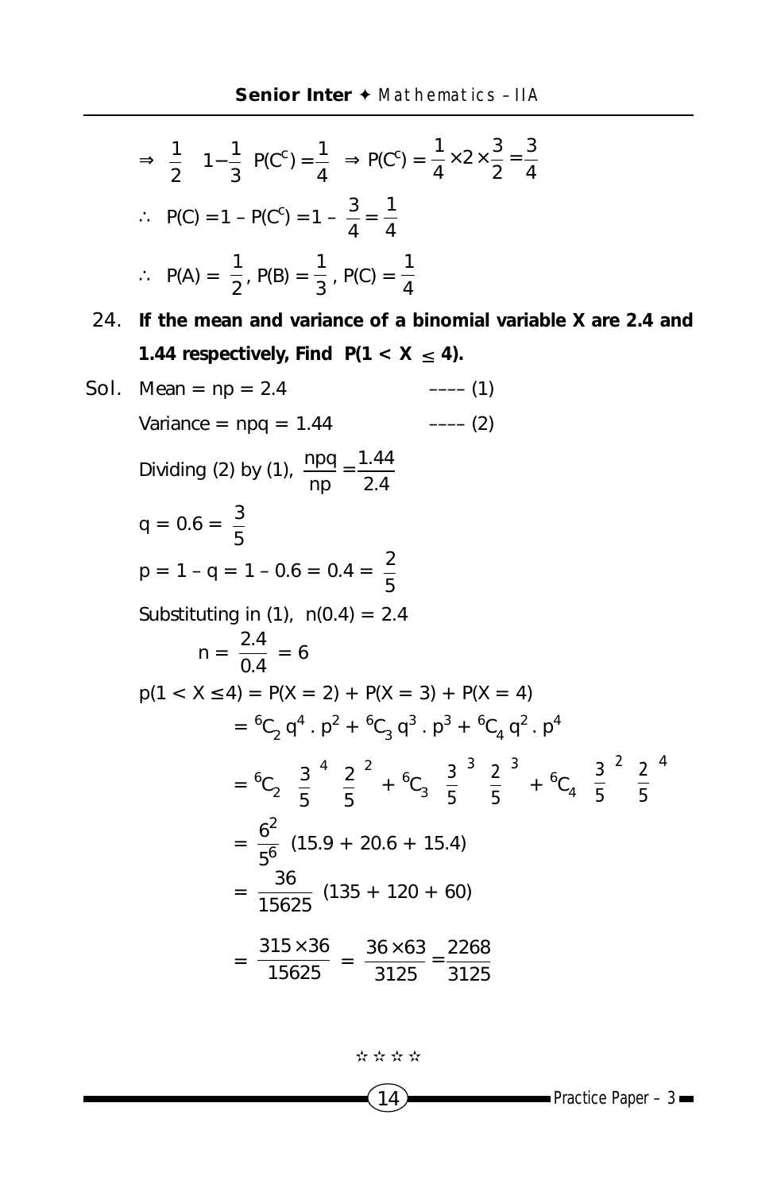$$\Rightarrow \frac{1}{2}\left(1-\frac{1}{3}\right)P(C^c) = \frac{1}{4} \Rightarrow P(C^c) = \frac{1}{4}\times 2\times\frac{3}{2} = \frac{3}{4}$$

$$\therefore\ P(C) = 1 - P(C^c) = 1 - \frac{3}{4} = \frac{1}{4}$$

$$\therefore\ P(A) = \frac{1}{2},\ P(B) = \frac{1}{3},\ P(C) = \frac{1}{4}$$

24. **If the mean and variance of a binomial variable X are 2.4 and 1.44 respectively, Find $P(1 < X \leq 4)$.**

Sol. Mean = np = 2.4 ––– (1)

Variance = npq = 1.44 ––– (2)

Dividing (2) by (1), $\frac{npq}{np} = \frac{1.44}{2.4}$

$q = 0.6 = \frac{3}{5}$

$p = 1 - q = 1 - 0.6 = 0.4 = \frac{2}{5}$

Substituting in (1), $n(0.4) = 2.4$

$$n = \frac{2.4}{0.4} = 6$$

$$p(1 < X \leq 4) = P(X = 2) + P(X = 3) + P(X = 4)$$

$$= {}^6C_2\, q^4 . p^2 + {}^6C_3\, q^3 . p^3 + {}^6C_4\, q^2 . p^4$$

$$= {}^6C_2 \left(\frac{3}{5}\right)^4 \left(\frac{2}{5}\right)^2 + {}^6C_3 \left(\frac{3}{5}\right)^3 \left(\frac{2}{5}\right)^3 + {}^6C_4 \left(\frac{3}{5}\right)^2 \left(\frac{2}{5}\right)^4$$

$$= \frac{6^2}{5^6}\ (15.9 + 20.6 + 15.4)$$

$$= \frac{36}{15625}\ (135 + 120 + 60)$$

$$= \frac{315\times 36}{15625} = \frac{36\times 63}{3125} = \frac{2268}{3125}$$

☆ ☆ ☆ ☆